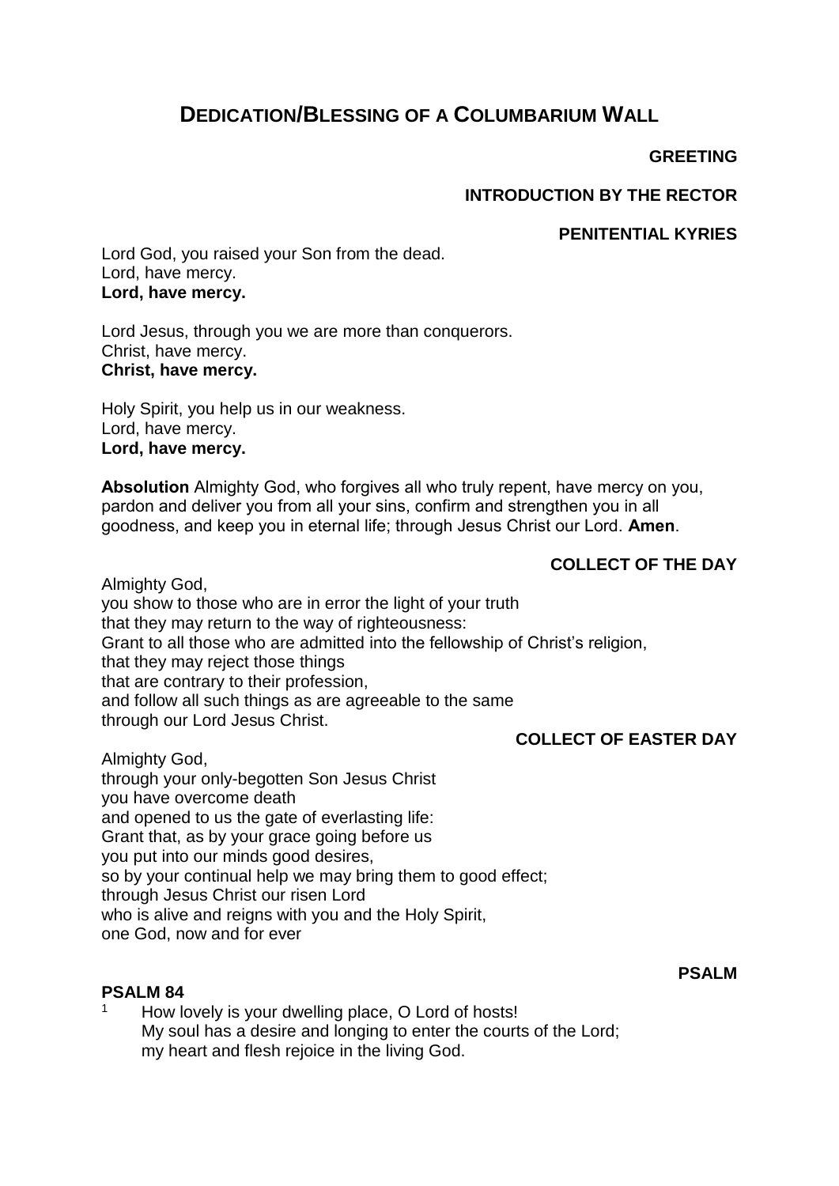# DEDICATION/BLESSING OF A COLUMBARIUM WALL

**GREETING**

**INTRODUCTION BY THE RECTOR**

**PENITENTIAL KYRIES**

Lord God, you raised your Son from the dead.
Lord, have mercy.
**Lord, have mercy.**

Lord Jesus, through you we are more than conquerors.
Christ, have mercy.
**Christ, have mercy.**

Holy Spirit, you help us in our weakness.
Lord, have mercy.
**Lord, have mercy.**

**Absolution** Almighty God, who forgives all who truly repent, have mercy on you, pardon and deliver you from all your sins, confirm and strengthen you in all goodness, and keep you in eternal life; through Jesus Christ our Lord. **Amen**.

**COLLECT OF THE DAY**

Almighty God,
you show to those who are in error the light of your truth
that they may return to the way of righteousness:
Grant to all those who are admitted into the fellowship of Christ's religion,
that they may reject those things
that are contrary to their profession,
and follow all such things as are agreeable to the same
through our Lord Jesus Christ.

**COLLECT OF EASTER DAY**

Almighty God,
through your only-begotten Son Jesus Christ
you have overcome death
and opened to us the gate of everlasting life:
Grant that, as by your grace going before us
you put into our minds good desires,
so by your continual help we may bring them to good effect;
through Jesus Christ our risen Lord
who is alive and reigns with you and the Holy Spirit,
one God, now and for ever

**PSALM**

**PSALM 84**

1 How lovely is your dwelling place, O Lord of hosts!
My soul has a desire and longing to enter the courts of the Lord;
my heart and flesh rejoice in the living God.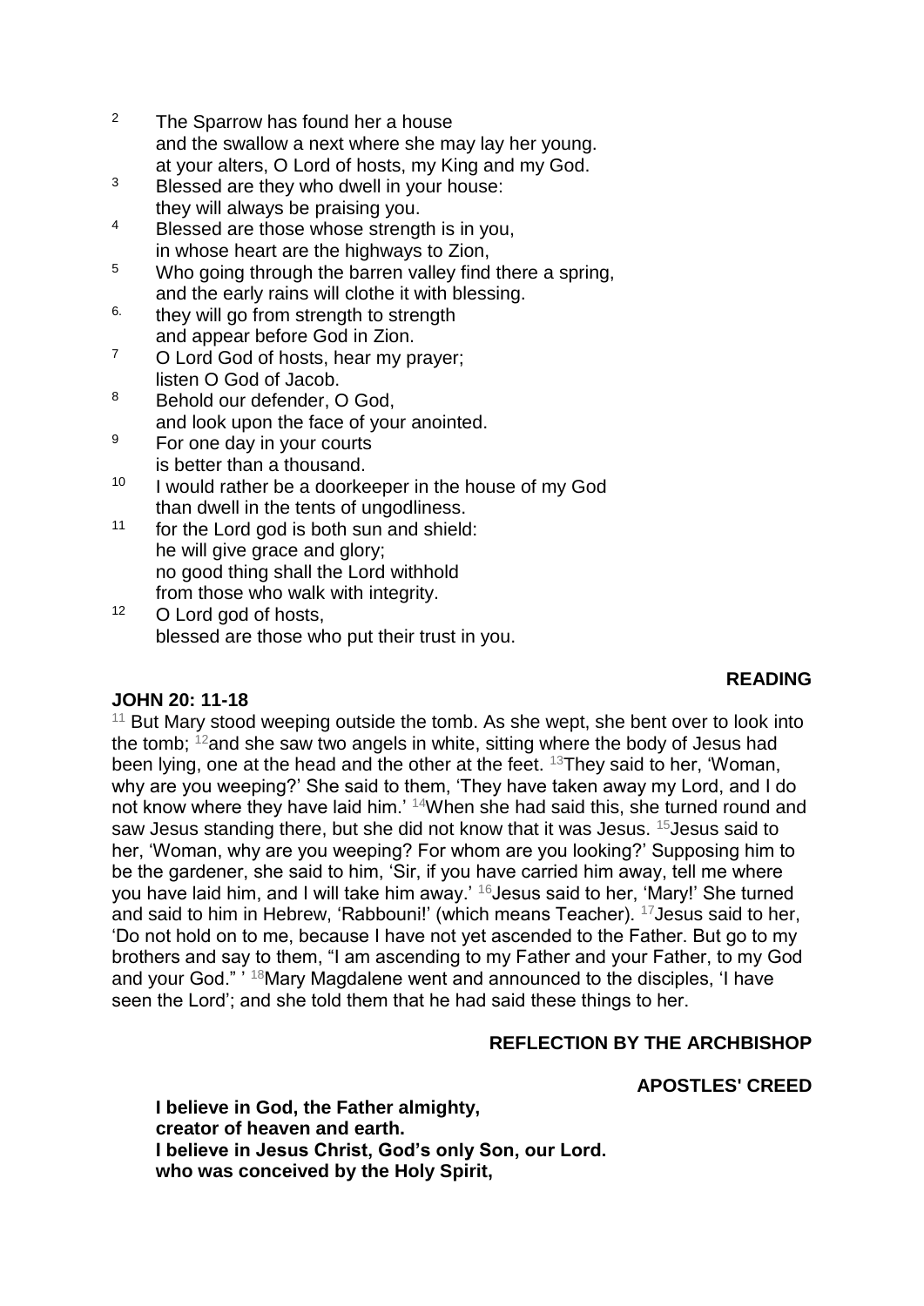[2] The Sparrow has found her a house
and the swallow a next where she may lay her young.
at your alters, O Lord of hosts, my King and my God.

[3] Blessed are they who dwell in your house:
they will always be praising you.

[4] Blessed are those whose strength is in you,
in whose heart are the highways to Zion,

[5] Who going through the barren valley find there a spring,
and the early rains will clothe it with blessing.

[6.] they will go from strength to strength
and appear before God in Zion.

[7] O Lord God of hosts, hear my prayer;
listen O God of Jacob.

[8] Behold our defender, O God,
and look upon the face of your anointed.

[9] For one day in your courts
is better than a thousand.

[10] I would rather be a doorkeeper in the house of my God
than dwell in the tents of ungodliness.

[11] for the Lord god is both sun and shield:
he will give grace and glory;
no good thing shall the Lord withhold
from those who walk with integrity.

[12] O Lord god of hosts,
blessed are those who put their trust in you.

**READING**

**JOHN 20: 11-18**

[11] But Mary stood weeping outside the tomb. As she wept, she bent over to look into the tomb; [12]and she saw two angels in white, sitting where the body of Jesus had been lying, one at the head and the other at the feet. [13]They said to her, 'Woman, why are you weeping?' She said to them, 'They have taken away my Lord, and I do not know where they have laid him.' [14]When she had said this, she turned round and saw Jesus standing there, but she did not know that it was Jesus. [15]Jesus said to her, 'Woman, why are you weeping? For whom are you looking?' Supposing him to be the gardener, she said to him, 'Sir, if you have carried him away, tell me where you have laid him, and I will take him away.' [16]Jesus said to her, 'Mary!' She turned and said to him in Hebrew, 'Rabbouni!' (which means Teacher). [17]Jesus said to her, 'Do not hold on to me, because I have not yet ascended to the Father. But go to my brothers and say to them, "I am ascending to my Father and your Father, to my God and your God." ' [18]Mary Magdalene went and announced to the disciples, 'I have seen the Lord'; and she told them that he had said these things to her.

**REFLECTION BY THE ARCHBISHOP**

**APOSTLES' CREED**

**I believe in God, the Father almighty,**
**creator of heaven and earth.**
**I believe in Jesus Christ, God's only Son, our Lord.**
**who was conceived by the Holy Spirit,**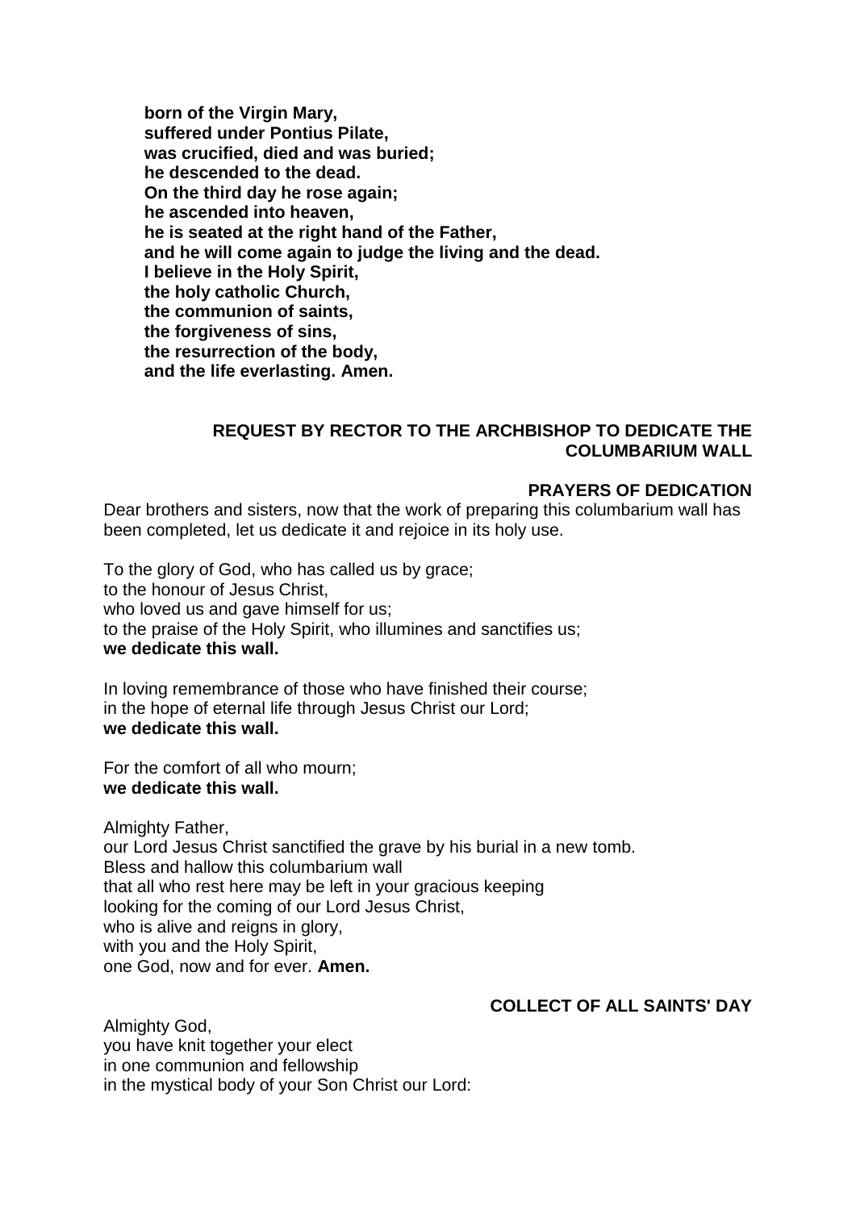**born of the Virgin Mary,**
**suffered under Pontius Pilate,**
**was crucified, died and was buried;**
**he descended to the dead.**
**On the third day he rose again;**
**he ascended into heaven,**
**he is seated at the right hand of the Father,**
**and he will come again to judge the living and the dead.**
**I believe in the Holy Spirit,**
**the holy catholic Church,**
**the communion of saints,**
**the forgiveness of sins,**
**the resurrection of the body,**
**and the life everlasting. Amen.**

### REQUEST BY RECTOR TO THE ARCHBISHOP TO DEDICATE THE COLUMBARIUM WALL

### PRAYERS OF DEDICATION

Dear brothers and sisters, now that the work of preparing this columbarium wall has been completed, let us dedicate it and rejoice in its holy use.

To the glory of God, who has called us by grace;
to the honour of Jesus Christ,
who loved us and gave himself for us;
to the praise of the Holy Spirit, who illumines and sanctifies us;
**we dedicate this wall.**

In loving remembrance of those who have finished their course;
in the hope of eternal life through Jesus Christ our Lord;
**we dedicate this wall.**

For the comfort of all who mourn;
**we dedicate this wall.**

Almighty Father,
our Lord Jesus Christ sanctified the grave by his burial in a new tomb.
Bless and hallow this columbarium wall
that all who rest here may be left in your gracious keeping
looking for the coming of our Lord Jesus Christ,
who is alive and reigns in glory,
with you and the Holy Spirit,
one God, now and for ever. **Amen.**

### COLLECT OF ALL SAINTS' DAY

Almighty God,
you have knit together your elect
in one communion and fellowship
in the mystical body of your Son Christ our Lord: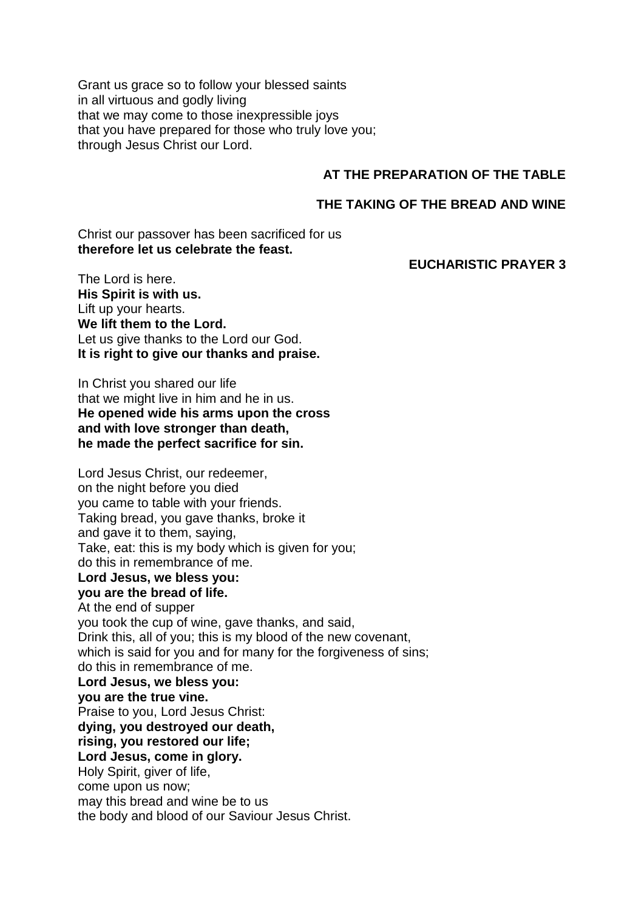Grant us grace so to follow your blessed saints
in all virtuous and godly living
that we may come to those inexpressible joys
that you have prepared for those who truly love you;
through Jesus Christ our Lord.

**AT THE PREPARATION OF THE TABLE**

**THE TAKING OF THE BREAD AND WINE**

Christ our passover has been sacrificed for us
**therefore let us celebrate the feast.**

**EUCHARISTIC PRAYER 3**

The Lord is here.
**His Spirit is with us.**
Lift up your hearts.
**We lift them to the Lord.**
Let us give thanks to the Lord our God.
**It is right to give our thanks and praise.**

In Christ you shared our life
that we might live in him and he in us.
**He opened wide his arms upon the cross**
**and with love stronger than death,**
**he made the perfect sacrifice for sin.**

Lord Jesus Christ, our redeemer,
on the night before you died
you came to table with your friends.
Taking bread, you gave thanks, broke it
and gave it to them, saying,
Take, eat: this is my body which is given for you;
do this in remembrance of me.
**Lord Jesus, we bless you:**
**you are the bread of life.**
At the end of supper
you took the cup of wine, gave thanks, and said,
Drink this, all of you; this is my blood of the new covenant,
which is said for you and for many for the forgiveness of sins;
do this in remembrance of me.
**Lord Jesus, we bless you:**
**you are the true vine.**
Praise to you, Lord Jesus Christ:
**dying, you destroyed our death,**
**rising, you restored our life;**
**Lord Jesus, come in glory.**
Holy Spirit, giver of life,
come upon us now;
may this bread and wine be to us
the body and blood of our Saviour Jesus Christ.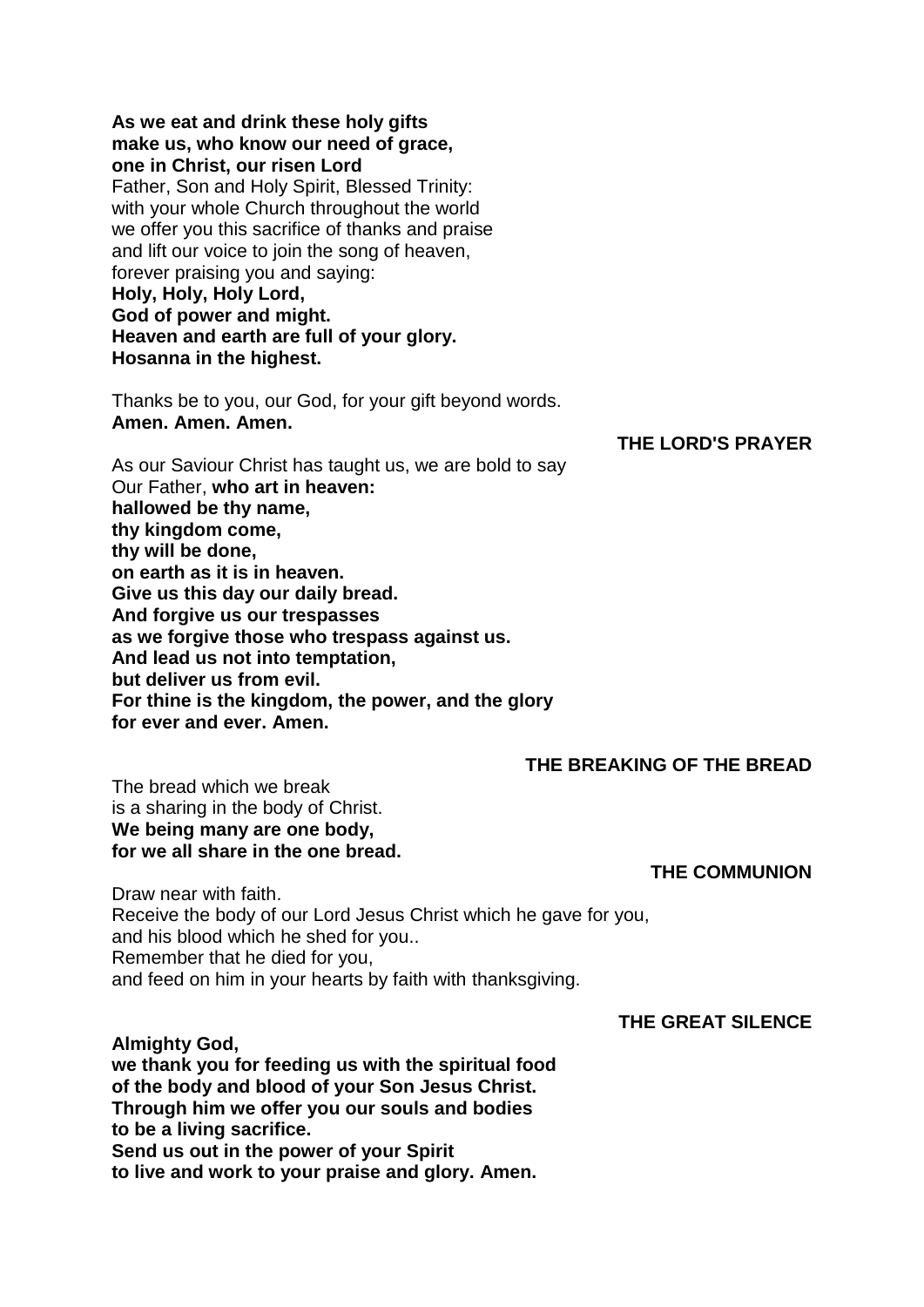**As we eat and drink these holy gifts**
**make us, who know our need of grace,**
**one in Christ, our risen Lord**
Father, Son and Holy Spirit, Blessed Trinity:
with your whole Church throughout the world
we offer you this sacrifice of thanks and praise
and lift our voice to join the song of heaven,
forever praising you and saying:
**Holy, Holy, Holy Lord,**
**God of power and might.**
**Heaven and earth are full of your glory.**
**Hosanna in the highest.**

Thanks be to you, our God, for your gift beyond words.
**Amen. Amen. Amen.**

### THE LORD'S PRAYER

As our Saviour Christ has taught us, we are bold to say
Our Father, **who art in heaven:**
**hallowed be thy name,**
**thy kingdom come,**
**thy will be done,**
**on earth as it is in heaven.**
**Give us this day our daily bread.**
**And forgive us our trespasses**
**as we forgive those who trespass against us.**
**And lead us not into temptation,**
**but deliver us from evil.**
**For thine is the kingdom, the power, and the glory**
**for ever and ever. Amen.**

### THE BREAKING OF THE BREAD

The bread which we break
is a sharing in the body of Christ.
**We being many are one body,**
**for we all share in the one bread.**

### THE COMMUNION

Draw near with faith.
Receive the body of our Lord Jesus Christ which he gave for you,
and his blood which he shed for you..
Remember that he died for you,
and feed on him in your hearts by faith with thanksgiving.

### THE GREAT SILENCE

**Almighty God,**
**we thank you for feeding us with the spiritual food**
**of the body and blood of your Son Jesus Christ.**
**Through him we offer you our souls and bodies**
**to be a living sacrifice.**
**Send us out in the power of your Spirit**
**to live and work to your praise and glory. Amen.**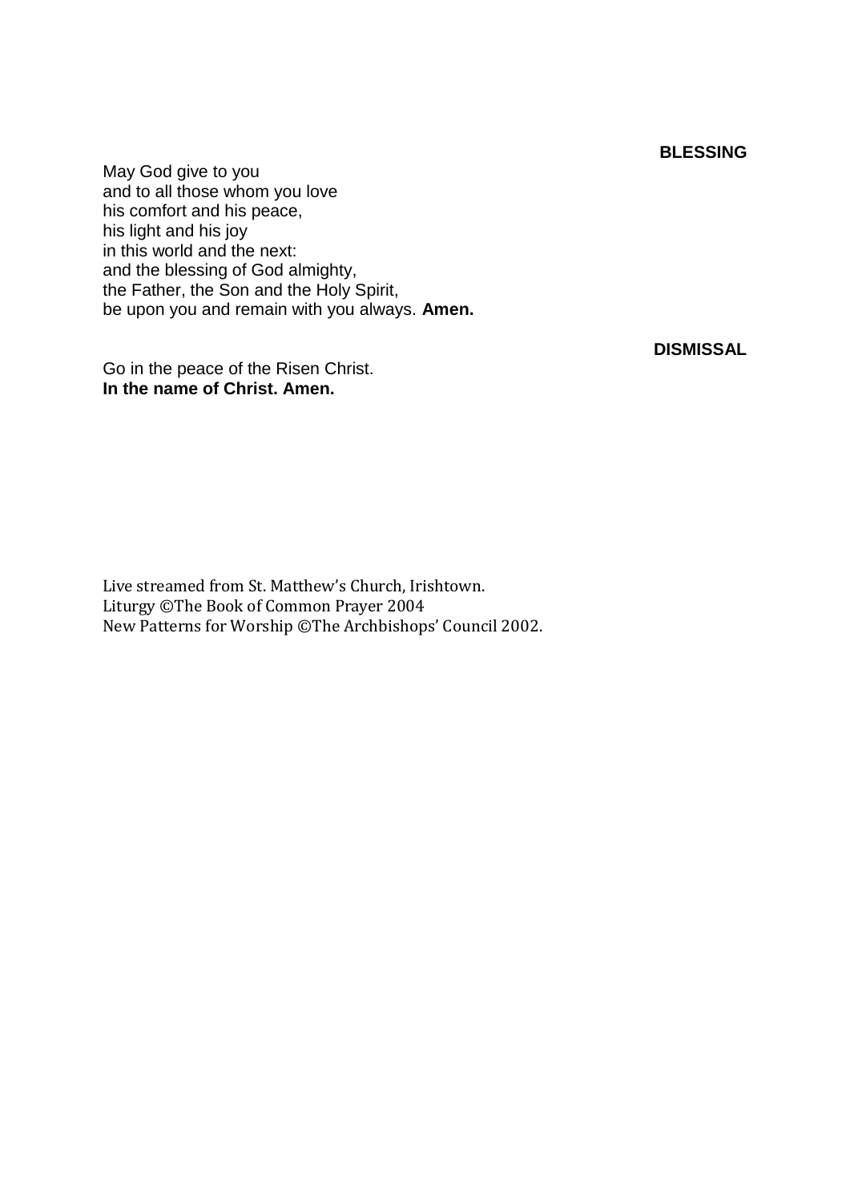**BLESSING**

May God give to you
and to all those whom you love
his comfort and his peace,
his light and his joy
in this world and the next:
and the blessing of God almighty,
the Father, the Son and the Holy Spirit,
be upon you and remain with you always. **Amen.**

**DISMISSAL**

Go in the peace of the Risen Christ.
**In the name of Christ. Amen.**

Live streamed from St. Matthew's Church, Irishtown.
Liturgy ©The Book of Common Prayer 2004
New Patterns for Worship ©The Archbishops' Council 2002.